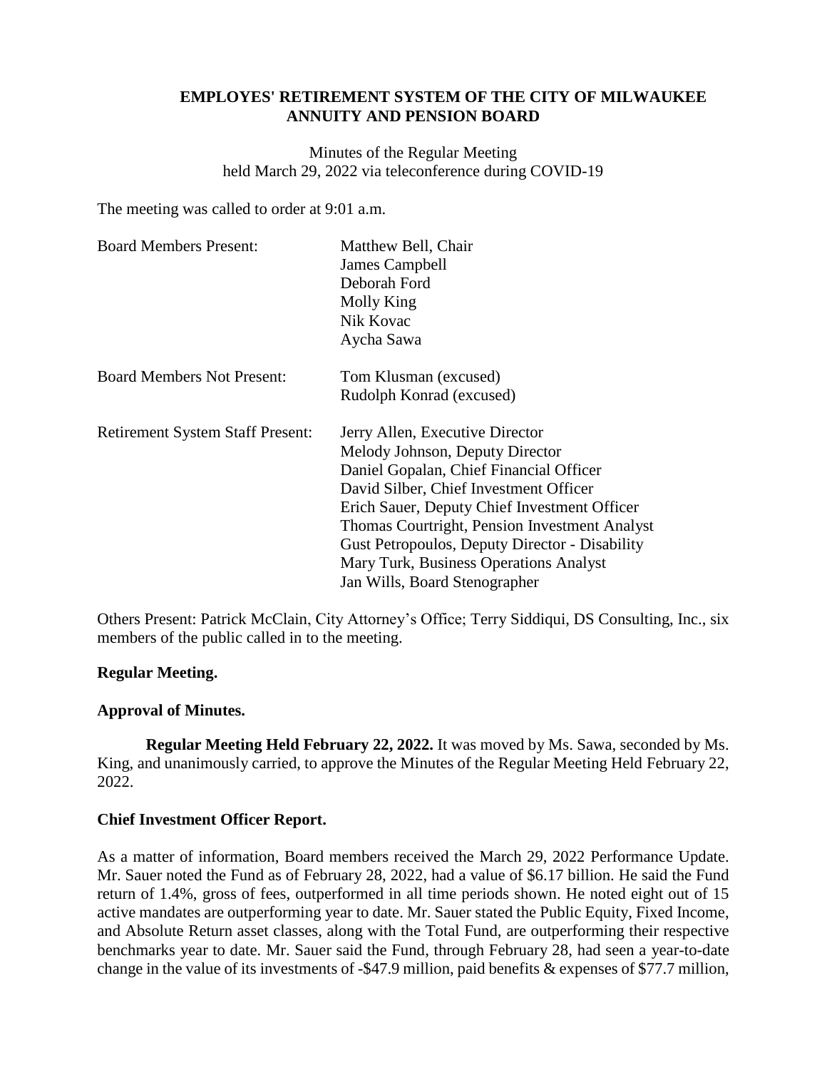**EMPLOYES' RETIREMENT SYSTEM OF THE CITY OF MILWAUKEE ANNUITY AND PENSION BOARD**

Minutes of the Regular Meeting
held March 29, 2022 via teleconference during COVID-19

The meeting was called to order at 9:01 a.m.

| | |
|---|---|
| Board Members Present: | Matthew Bell, Chair<br>James Campbell<br>Deborah Ford<br>Molly King<br>Nik Kovac<br>Aycha Sawa |
| Board Members Not Present: | Tom Klusman (excused)<br>Rudolph Konrad (excused) |
| Retirement System Staff Present: | Jerry Allen, Executive Director<br>Melody Johnson, Deputy Director<br>Daniel Gopalan, Chief Financial Officer<br>David Silber, Chief Investment Officer<br>Erich Sauer, Deputy Chief Investment Officer<br>Thomas Courtright, Pension Investment Analyst<br>Gust Petropoulos, Deputy Director - Disability<br>Mary Turk, Business Operations Analyst<br>Jan Wills, Board Stenographer |

Others Present: Patrick McClain, City Attorney's Office; Terry Siddiqui, DS Consulting, Inc., six members of the public called in to the meeting.

**Regular Meeting.**

**Approval of Minutes.**

**Regular Meeting Held February 22, 2022.** It was moved by Ms. Sawa, seconded by Ms. King, and unanimously carried, to approve the Minutes of the Regular Meeting Held February 22, 2022.

**Chief Investment Officer Report.**

As a matter of information, Board members received the March 29, 2022 Performance Update. Mr. Sauer noted the Fund as of February 28, 2022, had a value of $6.17 billion. He said the Fund return of 1.4%, gross of fees, outperformed in all time periods shown. He noted eight out of 15 active mandates are outperforming year to date. Mr. Sauer stated the Public Equity, Fixed Income, and Absolute Return asset classes, along with the Total Fund, are outperforming their respective benchmarks year to date. Mr. Sauer said the Fund, through February 28, had seen a year-to-date change in the value of its investments of -$47.9 million, paid benefits & expenses of $77.7 million,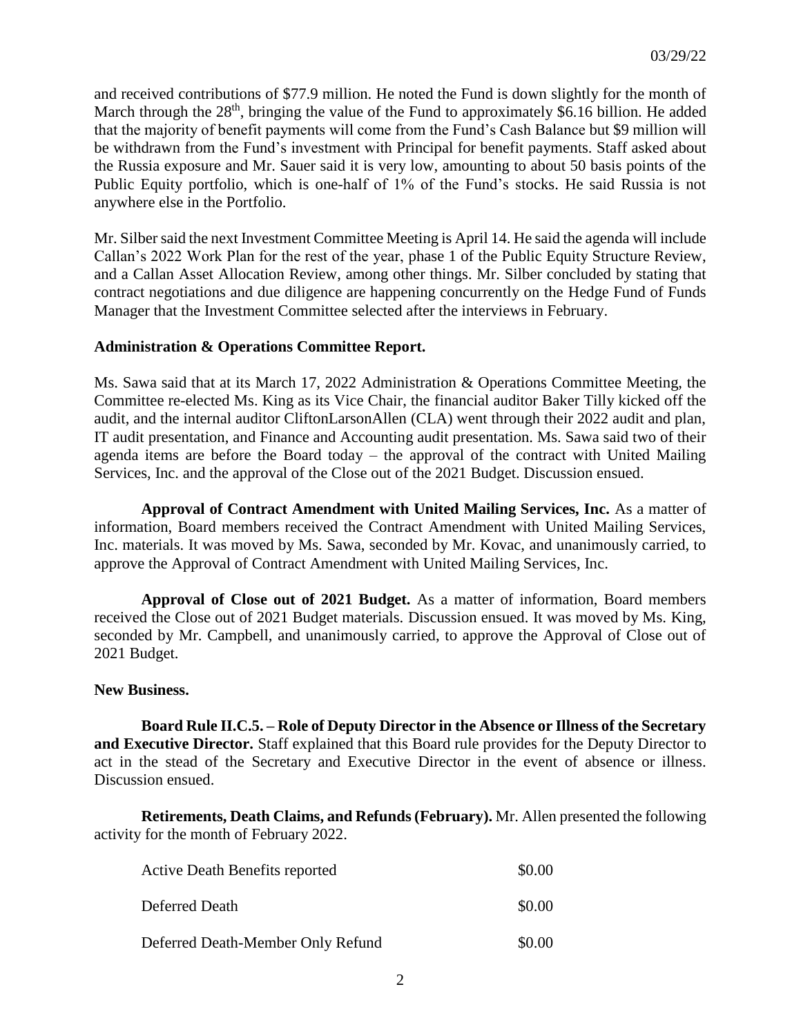and received contributions of \$77.9 million. He noted the Fund is down slightly for the month of March through the 28th, bringing the value of the Fund to approximately \$6.16 billion. He added that the majority of benefit payments will come from the Fund's Cash Balance but \$9 million will be withdrawn from the Fund's investment with Principal for benefit payments. Staff asked about the Russia exposure and Mr. Sauer said it is very low, amounting to about 50 basis points of the Public Equity portfolio, which is one-half of 1% of the Fund's stocks. He said Russia is not anywhere else in the Portfolio.

Mr. Silber said the next Investment Committee Meeting is April 14. He said the agenda will include Callan's 2022 Work Plan for the rest of the year, phase 1 of the Public Equity Structure Review, and a Callan Asset Allocation Review, among other things. Mr. Silber concluded by stating that contract negotiations and due diligence are happening concurrently on the Hedge Fund of Funds Manager that the Investment Committee selected after the interviews in February.

**Administration & Operations Committee Report.**

Ms. Sawa said that at its March 17, 2022 Administration & Operations Committee Meeting, the Committee re-elected Ms. King as its Vice Chair, the financial auditor Baker Tilly kicked off the audit, and the internal auditor CliftonLarsonAllen (CLA) went through their 2022 audit and plan, IT audit presentation, and Finance and Accounting audit presentation. Ms. Sawa said two of their agenda items are before the Board today – the approval of the contract with United Mailing Services, Inc. and the approval of the Close out of the 2021 Budget. Discussion ensued.

**Approval of Contract Amendment with United Mailing Services, Inc.** As a matter of information, Board members received the Contract Amendment with United Mailing Services, Inc. materials. It was moved by Ms. Sawa, seconded by Mr. Kovac, and unanimously carried, to approve the Approval of Contract Amendment with United Mailing Services, Inc.

**Approval of Close out of 2021 Budget.** As a matter of information, Board members received the Close out of 2021 Budget materials. Discussion ensued. It was moved by Ms. King, seconded by Mr. Campbell, and unanimously carried, to approve the Approval of Close out of 2021 Budget.

**New Business.**

**Board Rule II.C.5. – Role of Deputy Director in the Absence or Illness of the Secretary and Executive Director.** Staff explained that this Board rule provides for the Deputy Director to act in the stead of the Secretary and Executive Director in the event of absence or illness. Discussion ensued.

**Retirements, Death Claims, and Refunds (February).** Mr. Allen presented the following activity for the month of February 2022.

| | |
|---|---|
| Active Death Benefits reported | \$0.00 |
| Deferred Death | \$0.00 |
| Deferred Death-Member Only Refund | \$0.00 |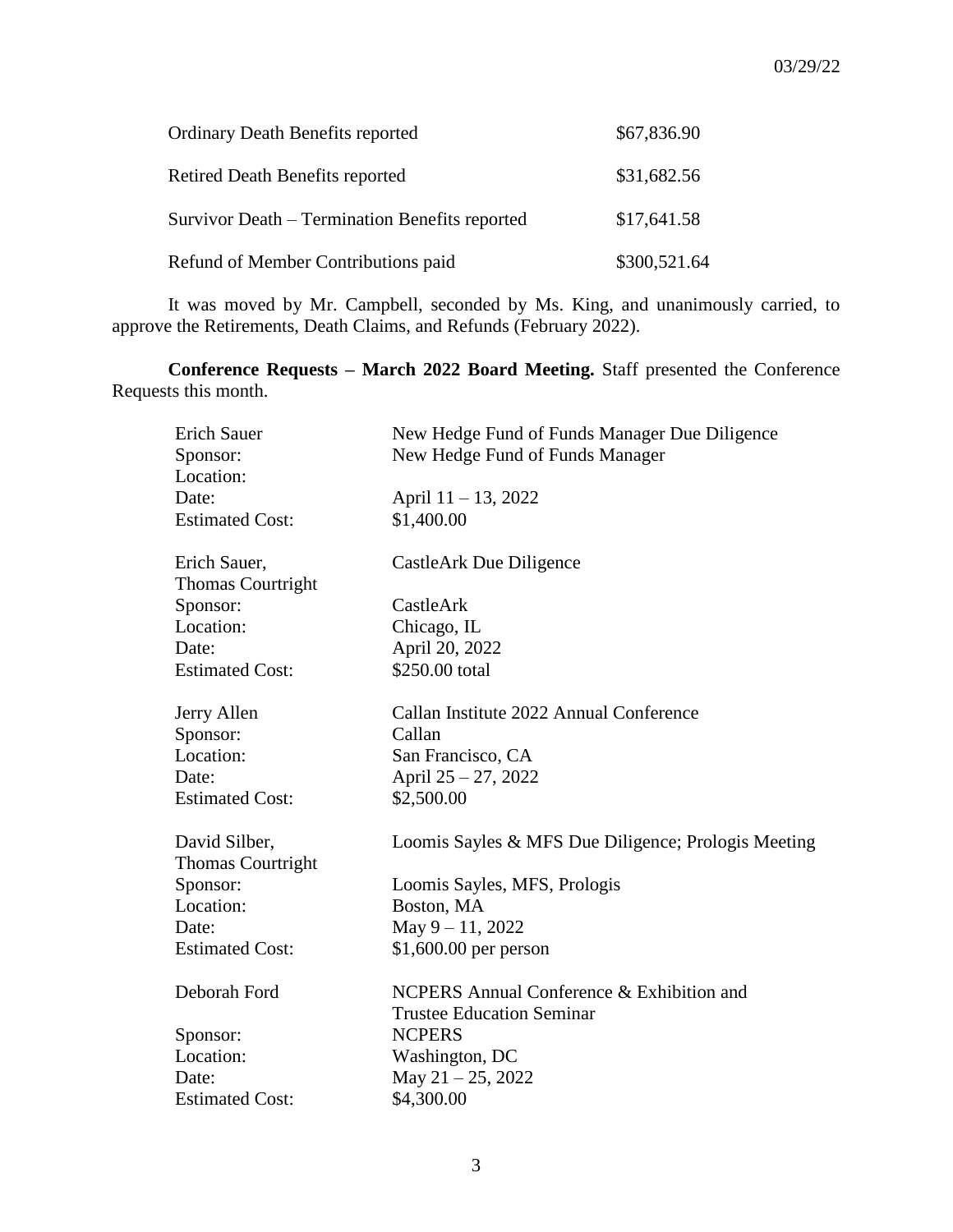| | |
|---|---|
| Ordinary Death Benefits reported | $67,836.90 |
| Retired Death Benefits reported | $31,682.56 |
| Survivor Death – Termination Benefits reported | $17,641.58 |
| Refund of Member Contributions paid | $300,521.64 |

It was moved by Mr. Campbell, seconded by Ms. King, and unanimously carried, to approve the Retirements, Death Claims, and Refunds (February 2022).

**Conference Requests – March 2022 Board Meeting.** Staff presented the Conference Requests this month.

| | |
|---|---|
| Erich Sauer | New Hedge Fund of Funds Manager Due Diligence |
| Sponsor: | New Hedge Fund of Funds Manager |
| Location: | |
| Date: | April 11 – 13, 2022 |
| Estimated Cost: | $1,400.00 |

| | |
|---|---|
| Erich Sauer, Thomas Courtright | CastleArk Due Diligence |
| Sponsor: | CastleArk |
| Location: | Chicago, IL |
| Date: | April 20, 2022 |
| Estimated Cost: | $250.00 total |

| | |
|---|---|
| Jerry Allen | Callan Institute 2022 Annual Conference |
| Sponsor: | Callan |
| Location: | San Francisco, CA |
| Date: | April 25 – 27, 2022 |
| Estimated Cost: | $2,500.00 |

| | |
|---|---|
| David Silber, Thomas Courtright | Loomis Sayles & MFS Due Diligence; Prologis Meeting |
| Sponsor: | Loomis Sayles, MFS, Prologis |
| Location: | Boston, MA |
| Date: | May 9 – 11, 2022 |
| Estimated Cost: | $1,600.00 per person |

| | |
|---|---|
| Deborah Ford | NCPERS Annual Conference & Exhibition and Trustee Education Seminar |
| Sponsor: | NCPERS |
| Location: | Washington, DC |
| Date: | May 21 – 25, 2022 |
| Estimated Cost: | $4,300.00 |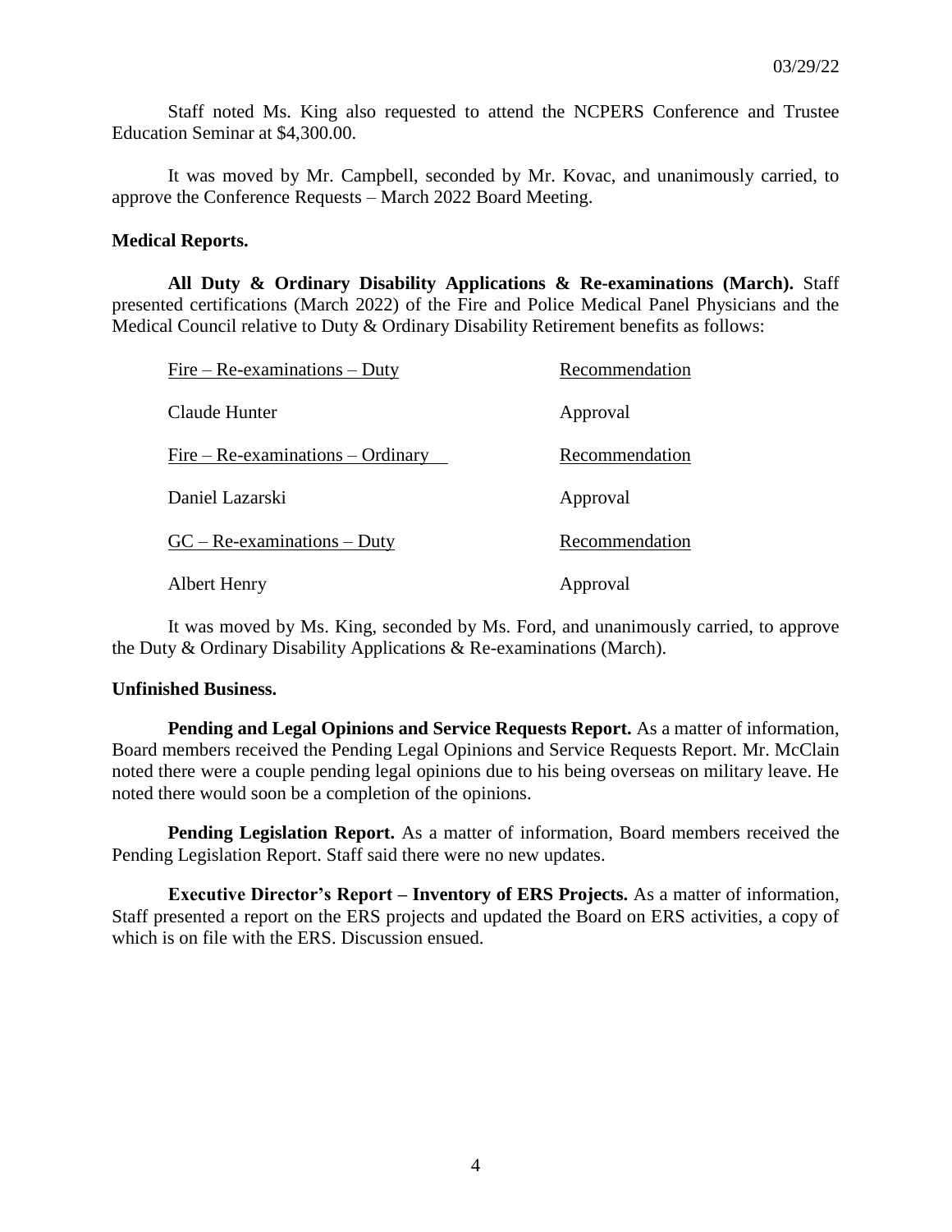Staff noted Ms. King also requested to attend the NCPERS Conference and Trustee Education Seminar at $4,300.00.

It was moved by Mr. Campbell, seconded by Mr. Kovac, and unanimously carried, to approve the Conference Requests – March 2022 Board Meeting.

**Medical Reports.**

**All Duty & Ordinary Disability Applications & Re-examinations (March).** Staff presented certifications (March 2022) of the Fire and Police Medical Panel Physicians and the Medical Council relative to Duty & Ordinary Disability Retirement benefits as follows:

| Fire – Re-examinations – Duty | Recommendation |
|---|---|
| Claude Hunter | Approval |
| Fire – Re-examinations – Ordinary | Recommendation |
| Daniel Lazarski | Approval |
| GC – Re-examinations – Duty | Recommendation |
| Albert Henry | Approval |

It was moved by Ms. King, seconded by Ms. Ford, and unanimously carried, to approve the Duty & Ordinary Disability Applications & Re-examinations (March).

**Unfinished Business.**

**Pending and Legal Opinions and Service Requests Report.** As a matter of information, Board members received the Pending Legal Opinions and Service Requests Report. Mr. McClain noted there were a couple pending legal opinions due to his being overseas on military leave. He noted there would soon be a completion of the opinions.

**Pending Legislation Report.** As a matter of information, Board members received the Pending Legislation Report. Staff said there were no new updates.

**Executive Director's Report – Inventory of ERS Projects.** As a matter of information, Staff presented a report on the ERS projects and updated the Board on ERS activities, a copy of which is on file with the ERS. Discussion ensued.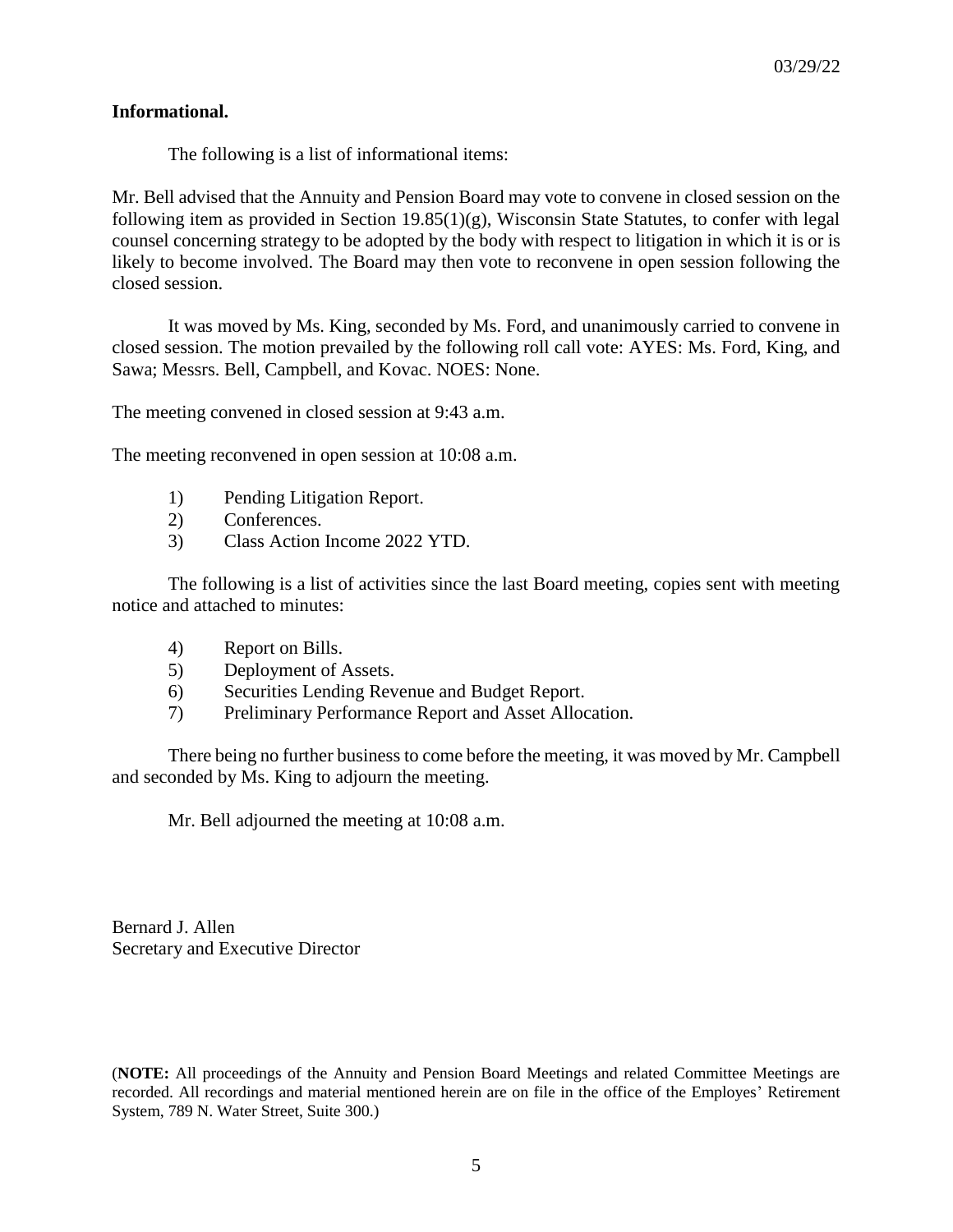03/29/22

**Informational.**

The following is a list of informational items:

Mr. Bell advised that the Annuity and Pension Board may vote to convene in closed session on the following item as provided in Section 19.85(1)(g), Wisconsin State Statutes, to confer with legal counsel concerning strategy to be adopted by the body with respect to litigation in which it is or is likely to become involved. The Board may then vote to reconvene in open session following the closed session.

It was moved by Ms. King, seconded by Ms. Ford, and unanimously carried to convene in closed session. The motion prevailed by the following roll call vote: AYES: Ms. Ford, King, and Sawa; Messrs. Bell, Campbell, and Kovac. NOES: None.

The meeting convened in closed session at 9:43 a.m.

The meeting reconvened in open session at 10:08 a.m.

1) Pending Litigation Report.
2) Conferences.
3) Class Action Income 2022 YTD.

The following is a list of activities since the last Board meeting, copies sent with meeting notice and attached to minutes:

4) Report on Bills.
5) Deployment of Assets.
6) Securities Lending Revenue and Budget Report.
7) Preliminary Performance Report and Asset Allocation.

There being no further business to come before the meeting, it was moved by Mr. Campbell and seconded by Ms. King to adjourn the meeting.

Mr. Bell adjourned the meeting at 10:08 a.m.

Bernard J. Allen
Secretary and Executive Director

(**NOTE:** All proceedings of the Annuity and Pension Board Meetings and related Committee Meetings are recorded. All recordings and material mentioned herein are on file in the office of the Employes' Retirement System, 789 N. Water Street, Suite 300.)